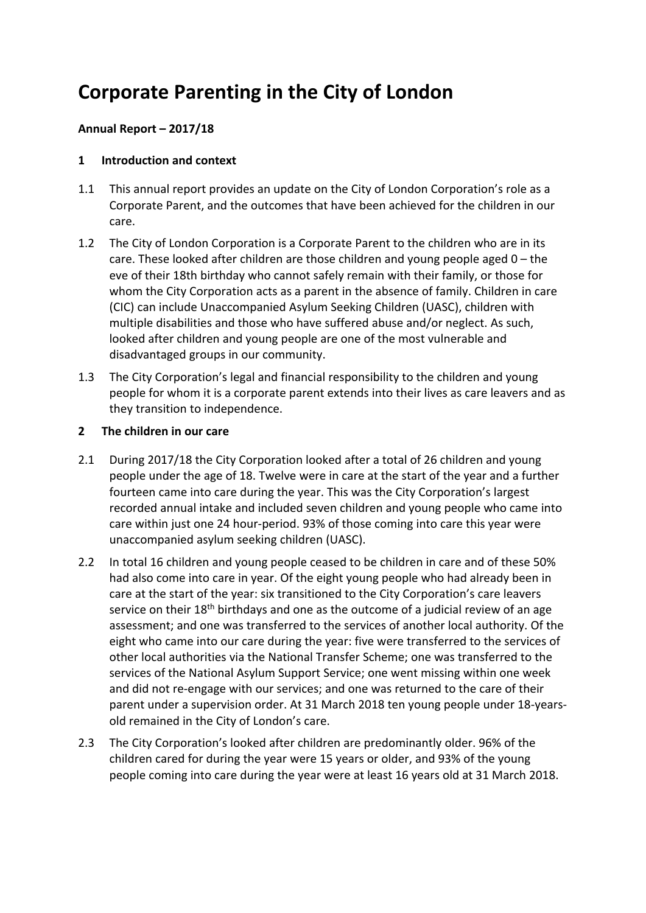# Corporate Parenting in the City of London

**Annual Report – 2017/18**

## 1 Introduction and context

1.1 This annual report provides an update on the City of London Corporation's role as a Corporate Parent, and the outcomes that have been achieved for the children in our care.

1.2 The City of London Corporation is a Corporate Parent to the children who are in its care. These looked after children are those children and young people aged 0 – the eve of their 18th birthday who cannot safely remain with their family, or those for whom the City Corporation acts as a parent in the absence of family. Children in care (CIC) can include Unaccompanied Asylum Seeking Children (UASC), children with multiple disabilities and those who have suffered abuse and/or neglect. As such, looked after children and young people are one of the most vulnerable and disadvantaged groups in our community.

1.3 The City Corporation's legal and financial responsibility to the children and young people for whom it is a corporate parent extends into their lives as care leavers and as they transition to independence.

## 2 The children in our care

2.1 During 2017/18 the City Corporation looked after a total of 26 children and young people under the age of 18. Twelve were in care at the start of the year and a further fourteen came into care during the year. This was the City Corporation's largest recorded annual intake and included seven children and young people who came into care within just one 24 hour-period. 93% of those coming into care this year were unaccompanied asylum seeking children (UASC).

2.2 In total 16 children and young people ceased to be children in care and of these 50% had also come into care in year. Of the eight young people who had already been in care at the start of the year: six transitioned to the City Corporation's care leavers service on their 18th birthdays and one as the outcome of a judicial review of an age assessment; and one was transferred to the services of another local authority. Of the eight who came into our care during the year: five were transferred to the services of other local authorities via the National Transfer Scheme; one was transferred to the services of the National Asylum Support Service; one went missing within one week and did not re-engage with our services; and one was returned to the care of their parent under a supervision order. At 31 March 2018 ten young people under 18-years-old remained in the City of London's care.

2.3 The City Corporation's looked after children are predominantly older. 96% of the children cared for during the year were 15 years or older, and 93% of the young people coming into care during the year were at least 16 years old at 31 March 2018.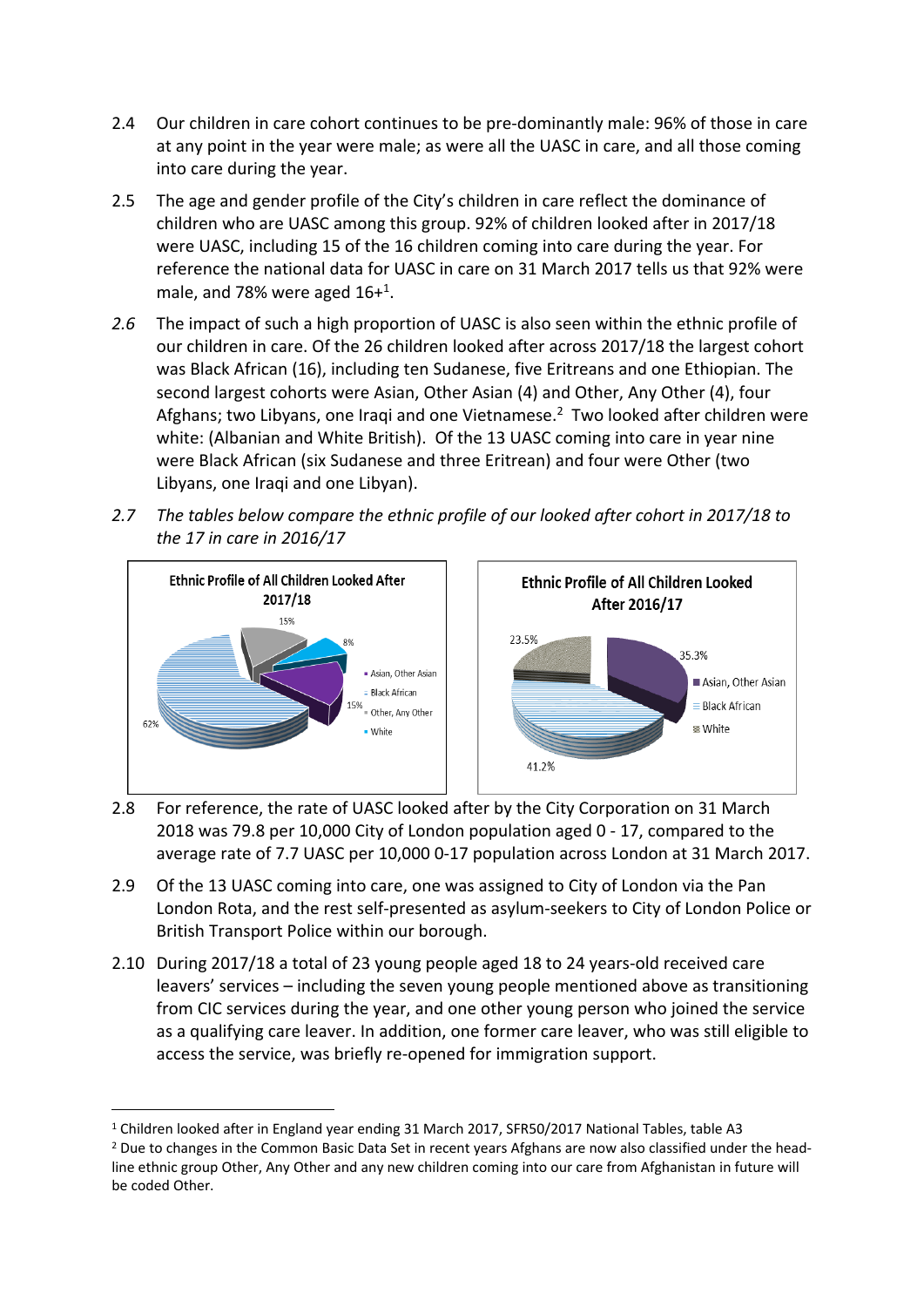2.4 Our children in care cohort continues to be pre-dominantly male: 96% of those in care at any point in the year were male; as were all the UASC in care, and all those coming into care during the year.

2.5 The age and gender profile of the City's children in care reflect the dominance of children who are UASC among this group. 92% of children looked after in 2017/18 were UASC, including 15 of the 16 children coming into care during the year. For reference the national data for UASC in care on 31 March 2017 tells us that 92% were male, and 78% were aged 16+[1].

*2.6* The impact of such a high proportion of UASC is also seen within the ethnic profile of our children in care. Of the 26 children looked after across 2017/18 the largest cohort was Black African (16), including ten Sudanese, five Eritreans and one Ethiopian. The second largest cohorts were Asian, Other Asian (4) and Other, Any Other (4), four Afghans; two Libyans, one Iraqi and one Vietnamese.[2] Two looked after children were white: (Albanian and White British). Of the 13 UASC coming into care in year nine were Black African (six Sudanese and three Eritrean) and four were Other (two Libyans, one Iraqi and one Libyan).

*2.7 The tables below compare the ethnic profile of our looked after cohort in 2017/18 to the 17 in care in 2016/17*

**Ethnic Profile of All Children Looked After 2017/18**

| Ethnic group | % |
|---|---|
| Asian, Other Asian | 15% |
| Black African | 62% |
| Other, Any Other | 15% |
| White | 8% |

**Ethnic Profile of All Children Looked After 2016/17**

| Ethnic group | % |
|---|---|
| Asian, Other Asian | 35.3% |
| Black African | 41.2% |
| White | 23.5% |

2.8 For reference, the rate of UASC looked after by the City Corporation on 31 March 2018 was 79.8 per 10,000 City of London population aged 0 - 17, compared to the average rate of 7.7 UASC per 10,000 0-17 population across London at 31 March 2017.

2.9 Of the 13 UASC coming into care, one was assigned to City of London via the Pan London Rota, and the rest self-presented as asylum-seekers to City of London Police or British Transport Police within our borough.

2.10 During 2017/18 a total of 23 young people aged 18 to 24 years-old received care leavers' services – including the seven young people mentioned above as transitioning from CIC services during the year, and one other young person who joined the service as a qualifying care leaver. In addition, one former care leaver, who was still eligible to access the service, was briefly re-opened for immigration support.

---

[1] Children looked after in England year ending 31 March 2017, SFR50/2017 National Tables, table A3

[2] Due to changes in the Common Basic Data Set in recent years Afghans are now also classified under the head-line ethnic group Other, Any Other and any new children coming into our care from Afghanistan in future will be coded Other.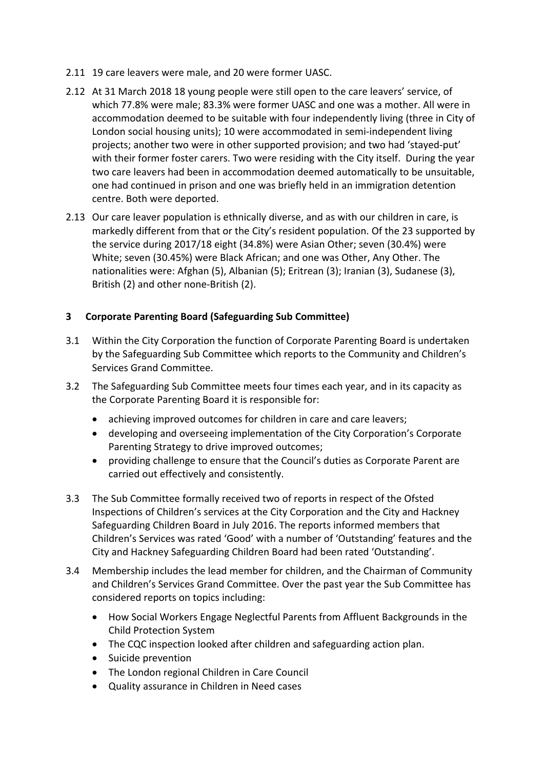2.11 19 care leavers were male, and 20 were former UASC.

2.12 At 31 March 2018 18 young people were still open to the care leavers' service, of which 77.8% were male; 83.3% were former UASC and one was a mother. All were in accommodation deemed to be suitable with four independently living (three in City of London social housing units); 10 were accommodated in semi-independent living projects; another two were in other supported provision; and two had 'stayed-put' with their former foster carers. Two were residing with the City itself. During the year two care leavers had been in accommodation deemed automatically to be unsuitable, one had continued in prison and one was briefly held in an immigration detention centre. Both were deported.

2.13 Our care leaver population is ethnically diverse, and as with our children in care, is markedly different from that or the City's resident population. Of the 23 supported by the service during 2017/18 eight (34.8%) were Asian Other; seven (30.4%) were White; seven (30.45%) were Black African; and one was Other, Any Other. The nationalities were: Afghan (5), Albanian (5); Eritrean (3); Iranian (3), Sudanese (3), British (2) and other none-British (2).

## 3 Corporate Parenting Board (Safeguarding Sub Committee)

3.1 Within the City Corporation the function of Corporate Parenting Board is undertaken by the Safeguarding Sub Committee which reports to the Community and Children's Services Grand Committee.

3.2 The Safeguarding Sub Committee meets four times each year, and in its capacity as the Corporate Parenting Board it is responsible for:

- achieving improved outcomes for children in care and care leavers;
- developing and overseeing implementation of the City Corporation's Corporate Parenting Strategy to drive improved outcomes;
- providing challenge to ensure that the Council's duties as Corporate Parent are carried out effectively and consistently.

3.3 The Sub Committee formally received two of reports in respect of the Ofsted Inspections of Children's services at the City Corporation and the City and Hackney Safeguarding Children Board in July 2016. The reports informed members that Children's Services was rated 'Good' with a number of 'Outstanding' features and the City and Hackney Safeguarding Children Board had been rated 'Outstanding'.

3.4 Membership includes the lead member for children, and the Chairman of Community and Children's Services Grand Committee. Over the past year the Sub Committee has considered reports on topics including:

- How Social Workers Engage Neglectful Parents from Affluent Backgrounds in the Child Protection System
- The CQC inspection looked after children and safeguarding action plan.
- Suicide prevention
- The London regional Children in Care Council
- Quality assurance in Children in Need cases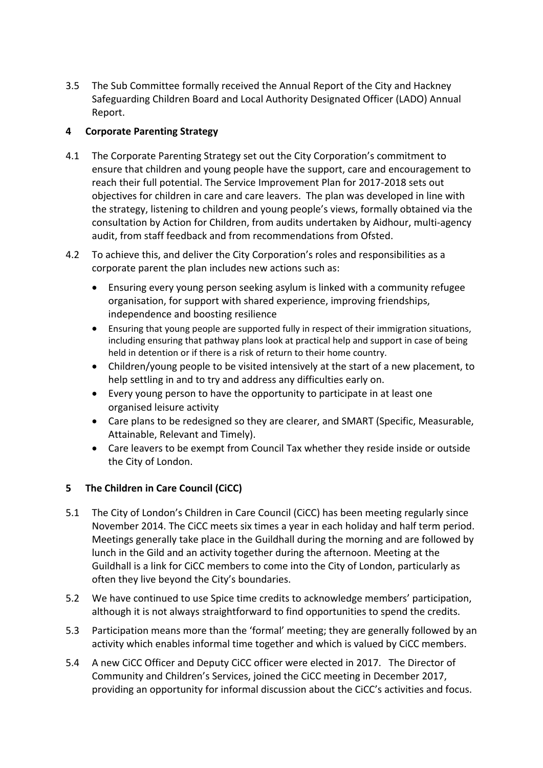3.5 The Sub Committee formally received the Annual Report of the City and Hackney Safeguarding Children Board and Local Authority Designated Officer (LADO) Annual Report.

## 4 Corporate Parenting Strategy

4.1 The Corporate Parenting Strategy set out the City Corporation's commitment to ensure that children and young people have the support, care and encouragement to reach their full potential. The Service Improvement Plan for 2017-2018 sets out objectives for children in care and care leavers. The plan was developed in line with the strategy, listening to children and young people's views, formally obtained via the consultation by Action for Children, from audits undertaken by Aidhour, multi-agency audit, from staff feedback and from recommendations from Ofsted.

4.2 To achieve this, and deliver the City Corporation's roles and responsibilities as a corporate parent the plan includes new actions such as:

- Ensuring every young person seeking asylum is linked with a community refugee organisation, for support with shared experience, improving friendships, independence and boosting resilience
- Ensuring that young people are supported fully in respect of their immigration situations, including ensuring that pathway plans look at practical help and support in case of being held in detention or if there is a risk of return to their home country.
- Children/young people to be visited intensively at the start of a new placement, to help settling in and to try and address any difficulties early on.
- Every young person to have the opportunity to participate in at least one organised leisure activity
- Care plans to be redesigned so they are clearer, and SMART (Specific, Measurable, Attainable, Relevant and Timely).
- Care leavers to be exempt from Council Tax whether they reside inside or outside the City of London.

## 5 The Children in Care Council (CiCC)

5.1 The City of London's Children in Care Council (CiCC) has been meeting regularly since November 2014. The CiCC meets six times a year in each holiday and half term period. Meetings generally take place in the Guildhall during the morning and are followed by lunch in the Gild and an activity together during the afternoon. Meeting at the Guildhall is a link for CiCC members to come into the City of London, particularly as often they live beyond the City's boundaries.

5.2 We have continued to use Spice time credits to acknowledge members' participation, although it is not always straightforward to find opportunities to spend the credits.

5.3 Participation means more than the 'formal' meeting; they are generally followed by an activity which enables informal time together and which is valued by CiCC members.

5.4 A new CiCC Officer and Deputy CiCC officer were elected in 2017. The Director of Community and Children's Services, joined the CiCC meeting in December 2017, providing an opportunity for informal discussion about the CiCC's activities and focus.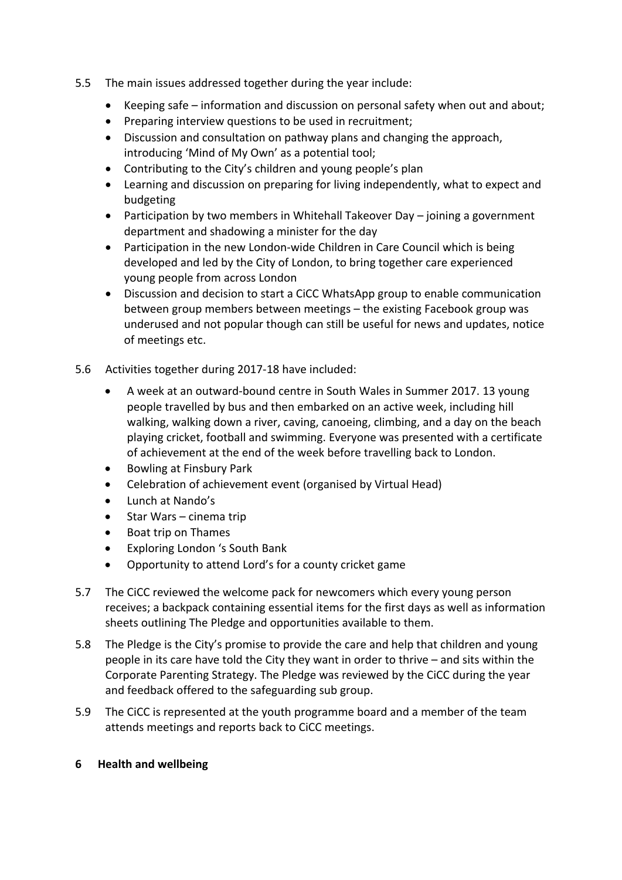5.5 The main issues addressed together during the year include:

- Keeping safe – information and discussion on personal safety when out and about;
- Preparing interview questions to be used in recruitment;
- Discussion and consultation on pathway plans and changing the approach, introducing 'Mind of My Own' as a potential tool;
- Contributing to the City's children and young people's plan
- Learning and discussion on preparing for living independently, what to expect and budgeting
- Participation by two members in Whitehall Takeover Day – joining a government department and shadowing a minister for the day
- Participation in the new London-wide Children in Care Council which is being developed and led by the City of London, to bring together care experienced young people from across London
- Discussion and decision to start a CiCC WhatsApp group to enable communication between group members between meetings – the existing Facebook group was underused and not popular though can still be useful for news and updates, notice of meetings etc.

5.6 Activities together during 2017-18 have included:

- A week at an outward-bound centre in South Wales in Summer 2017. 13 young people travelled by bus and then embarked on an active week, including hill walking, walking down a river, caving, canoeing, climbing, and a day on the beach playing cricket, football and swimming. Everyone was presented with a certificate of achievement at the end of the week before travelling back to London.
- Bowling at Finsbury Park
- Celebration of achievement event (organised by Virtual Head)
- Lunch at Nando's
- Star Wars – cinema trip
- Boat trip on Thames
- Exploring London 's South Bank
- Opportunity to attend Lord's for a county cricket game

5.7 The CiCC reviewed the welcome pack for newcomers which every young person receives; a backpack containing essential items for the first days as well as information sheets outlining The Pledge and opportunities available to them.

5.8 The Pledge is the City's promise to provide the care and help that children and young people in its care have told the City they want in order to thrive – and sits within the Corporate Parenting Strategy. The Pledge was reviewed by the CiCC during the year and feedback offered to the safeguarding sub group.

5.9 The CiCC is represented at the youth programme board and a member of the team attends meetings and reports back to CiCC meetings.

## 6 Health and wellbeing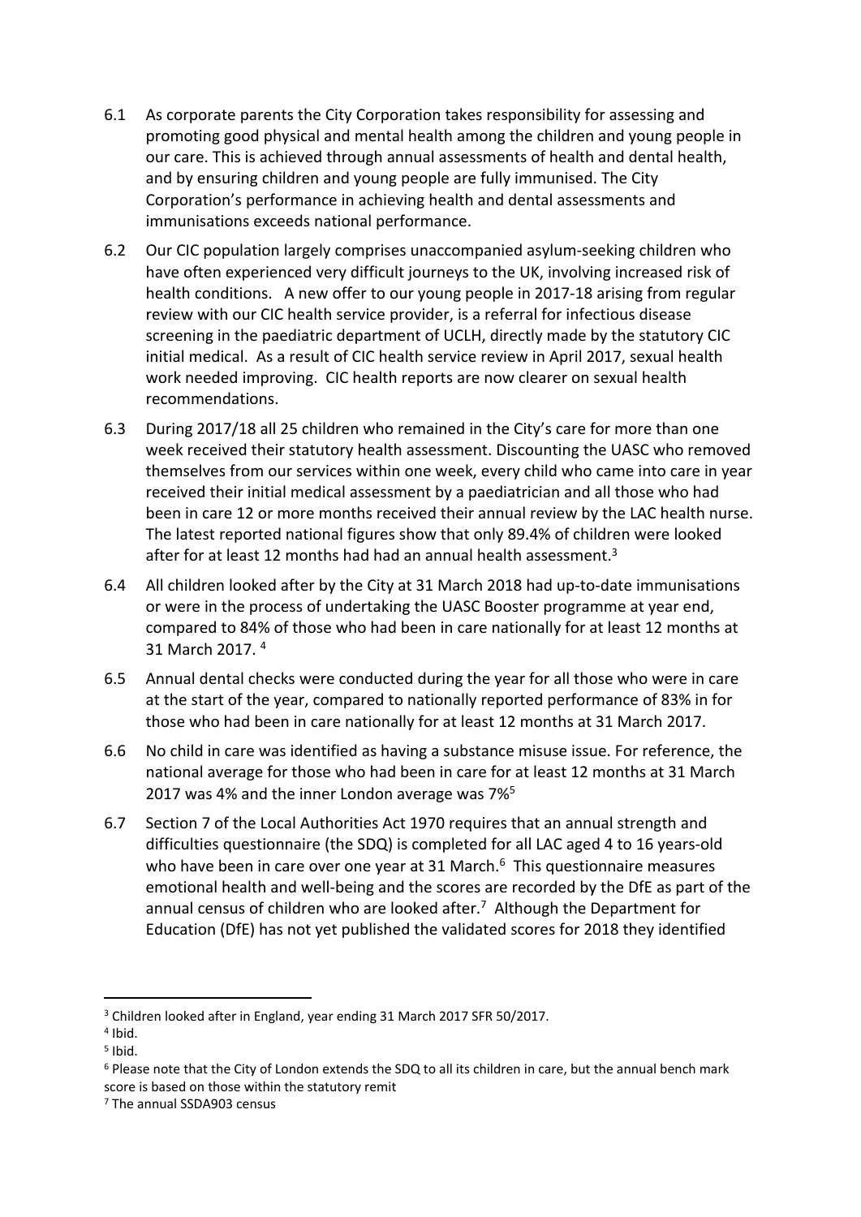6.1 As corporate parents the City Corporation takes responsibility for assessing and promoting good physical and mental health among the children and young people in our care. This is achieved through annual assessments of health and dental health, and by ensuring children and young people are fully immunised. The City Corporation's performance in achieving health and dental assessments and immunisations exceeds national performance.

6.2 Our CIC population largely comprises unaccompanied asylum-seeking children who have often experienced very difficult journeys to the UK, involving increased risk of health conditions. A new offer to our young people in 2017-18 arising from regular review with our CIC health service provider, is a referral for infectious disease screening in the paediatric department of UCLH, directly made by the statutory CIC initial medical. As a result of CIC health service review in April 2017, sexual health work needed improving. CIC health reports are now clearer on sexual health recommendations.

6.3 During 2017/18 all 25 children who remained in the City's care for more than one week received their statutory health assessment. Discounting the UASC who removed themselves from our services within one week, every child who came into care in year received their initial medical assessment by a paediatrician and all those who had been in care 12 or more months received their annual review by the LAC health nurse. The latest reported national figures show that only 89.4% of children were looked after for at least 12 months had had an annual health assessment.[3]

6.4 All children looked after by the City at 31 March 2018 had up-to-date immunisations or were in the process of undertaking the UASC Booster programme at year end, compared to 84% of those who had been in care nationally for at least 12 months at 31 March 2017. [4]

6.5 Annual dental checks were conducted during the year for all those who were in care at the start of the year, compared to nationally reported performance of 83% in for those who had been in care nationally for at least 12 months at 31 March 2017.

6.6 No child in care was identified as having a substance misuse issue. For reference, the national average for those who had been in care for at least 12 months at 31 March 2017 was 4% and the inner London average was 7%[5]

6.7 Section 7 of the Local Authorities Act 1970 requires that an annual strength and difficulties questionnaire (the SDQ) is completed for all LAC aged 4 to 16 years-old who have been in care over one year at 31 March.[6] This questionnaire measures emotional health and well-being and the scores are recorded by the DfE as part of the annual census of children who are looked after.[7] Although the Department for Education (DfE) has not yet published the validated scores for 2018 they identified

---

[3] Children looked after in England, year ending 31 March 2017 SFR 50/2017.

[4] Ibid.

[5] Ibid.

[6] Please note that the City of London extends the SDQ to all its children in care, but the annual bench mark score is based on those within the statutory remit

[7] The annual SSDA903 census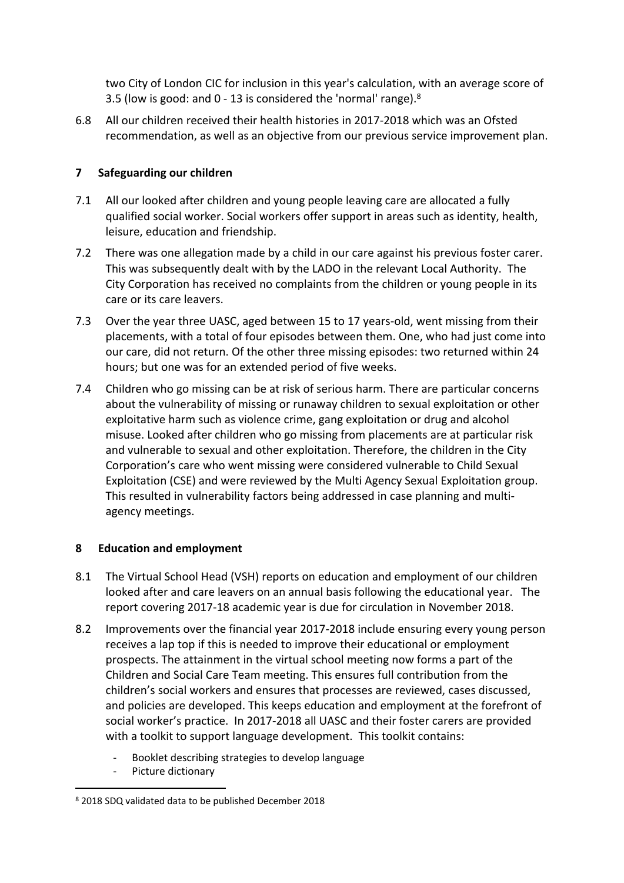two City of London CIC for inclusion in this year's calculation, with an average score of 3.5 (low is good: and 0 - 13 is considered the 'normal' range).[8]

6.8 All our children received their health histories in 2017-2018 which was an Ofsted recommendation, as well as an objective from our previous service improvement plan.

## 7 Safeguarding our children

7.1 All our looked after children and young people leaving care are allocated a fully qualified social worker. Social workers offer support in areas such as identity, health, leisure, education and friendship.

7.2 There was one allegation made by a child in our care against his previous foster carer. This was subsequently dealt with by the LADO in the relevant Local Authority. The City Corporation has received no complaints from the children or young people in its care or its care leavers.

7.3 Over the year three UASC, aged between 15 to 17 years-old, went missing from their placements, with a total of four episodes between them. One, who had just come into our care, did not return. Of the other three missing episodes: two returned within 24 hours; but one was for an extended period of five weeks.

7.4 Children who go missing can be at risk of serious harm. There are particular concerns about the vulnerability of missing or runaway children to sexual exploitation or other exploitative harm such as violence crime, gang exploitation or drug and alcohol misuse. Looked after children who go missing from placements are at particular risk and vulnerable to sexual and other exploitation. Therefore, the children in the City Corporation's care who went missing were considered vulnerable to Child Sexual Exploitation (CSE) and were reviewed by the Multi Agency Sexual Exploitation group. This resulted in vulnerability factors being addressed in case planning and multi-agency meetings.

## 8 Education and employment

8.1 The Virtual School Head (VSH) reports on education and employment of our children looked after and care leavers on an annual basis following the educational year. The report covering 2017-18 academic year is due for circulation in November 2018.

8.2 Improvements over the financial year 2017-2018 include ensuring every young person receives a lap top if this is needed to improve their educational or employment prospects. The attainment in the virtual school meeting now forms a part of the Children and Social Care Team meeting. This ensures full contribution from the children's social workers and ensures that processes are reviewed, cases discussed, and policies are developed. This keeps education and employment at the forefront of social worker's practice. In 2017-2018 all UASC and their foster carers are provided with a toolkit to support language development. This toolkit contains:

- Booklet describing strategies to develop language
- Picture dictionary

[8] 2018 SDQ validated data to be published December 2018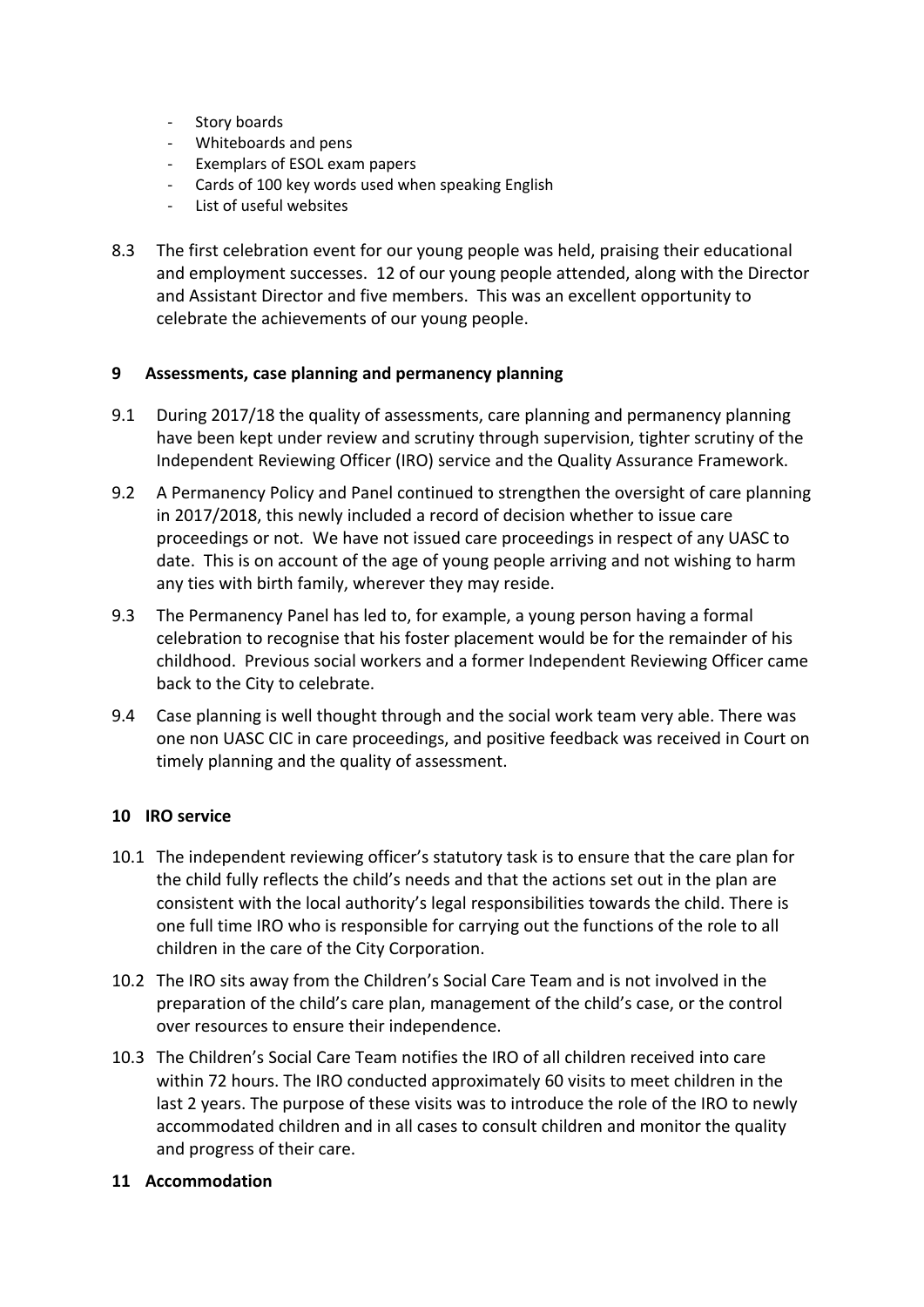- Story boards
- Whiteboards and pens
- Exemplars of ESOL exam papers
- Cards of 100 key words used when speaking English
- List of useful websites

8.3 The first celebration event for our young people was held, praising their educational and employment successes. 12 of our young people attended, along with the Director and Assistant Director and five members. This was an excellent opportunity to celebrate the achievements of our young people.

## 9 Assessments, case planning and permanency planning

9.1 During 2017/18 the quality of assessments, care planning and permanency planning have been kept under review and scrutiny through supervision, tighter scrutiny of the Independent Reviewing Officer (IRO) service and the Quality Assurance Framework.

9.2 A Permanency Policy and Panel continued to strengthen the oversight of care planning in 2017/2018, this newly included a record of decision whether to issue care proceedings or not. We have not issued care proceedings in respect of any UASC to date. This is on account of the age of young people arriving and not wishing to harm any ties with birth family, wherever they may reside.

9.3 The Permanency Panel has led to, for example, a young person having a formal celebration to recognise that his foster placement would be for the remainder of his childhood. Previous social workers and a former Independent Reviewing Officer came back to the City to celebrate.

9.4 Case planning is well thought through and the social work team very able. There was one non UASC CIC in care proceedings, and positive feedback was received in Court on timely planning and the quality of assessment.

## 10 IRO service

10.1 The independent reviewing officer's statutory task is to ensure that the care plan for the child fully reflects the child's needs and that the actions set out in the plan are consistent with the local authority's legal responsibilities towards the child. There is one full time IRO who is responsible for carrying out the functions of the role to all children in the care of the City Corporation.

10.2 The IRO sits away from the Children's Social Care Team and is not involved in the preparation of the child's care plan, management of the child's case, or the control over resources to ensure their independence.

10.3 The Children's Social Care Team notifies the IRO of all children received into care within 72 hours. The IRO conducted approximately 60 visits to meet children in the last 2 years. The purpose of these visits was to introduce the role of the IRO to newly accommodated children and in all cases to consult children and monitor the quality and progress of their care.

## 11 Accommodation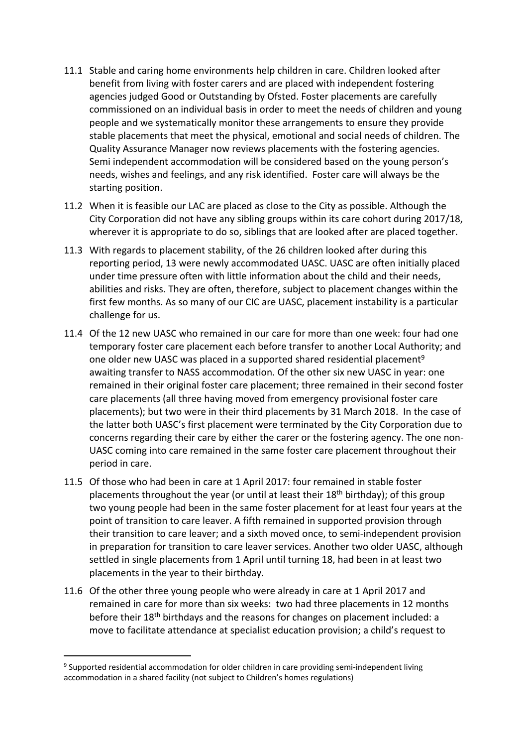11.1 Stable and caring home environments help children in care. Children looked after benefit from living with foster carers and are placed with independent fostering agencies judged Good or Outstanding by Ofsted. Foster placements are carefully commissioned on an individual basis in order to meet the needs of children and young people and we systematically monitor these arrangements to ensure they provide stable placements that meet the physical, emotional and social needs of children. The Quality Assurance Manager now reviews placements with the fostering agencies. Semi independent accommodation will be considered based on the young person's needs, wishes and feelings, and any risk identified. Foster care will always be the starting position.

11.2 When it is feasible our LAC are placed as close to the City as possible. Although the City Corporation did not have any sibling groups within its care cohort during 2017/18, wherever it is appropriate to do so, siblings that are looked after are placed together.

11.3 With regards to placement stability, of the 26 children looked after during this reporting period, 13 were newly accommodated UASC. UASC are often initially placed under time pressure often with little information about the child and their needs, abilities and risks. They are often, therefore, subject to placement changes within the first few months. As so many of our CIC are UASC, placement instability is a particular challenge for us.

11.4 Of the 12 new UASC who remained in our care for more than one week: four had one temporary foster care placement each before transfer to another Local Authority; and one older new UASC was placed in a supported shared residential placement[9] awaiting transfer to NASS accommodation. Of the other six new UASC in year: one remained in their original foster care placement; three remained in their second foster care placements (all three having moved from emergency provisional foster care placements); but two were in their third placements by 31 March 2018. In the case of the latter both UASC's first placement were terminated by the City Corporation due to concerns regarding their care by either the carer or the fostering agency. The one non-UASC coming into care remained in the same foster care placement throughout their period in care.

11.5 Of those who had been in care at 1 April 2017: four remained in stable foster placements throughout the year (or until at least their 18th birthday); of this group two young people had been in the same foster placement for at least four years at the point of transition to care leaver. A fifth remained in supported provision through their transition to care leaver; and a sixth moved once, to semi-independent provision in preparation for transition to care leaver services. Another two older UASC, although settled in single placements from 1 April until turning 18, had been in at least two placements in the year to their birthday.

11.6 Of the other three young people who were already in care at 1 April 2017 and remained in care for more than six weeks: two had three placements in 12 months before their 18th birthdays and the reasons for changes on placement included: a move to facilitate attendance at specialist education provision; a child's request to

---

[9] Supported residential accommodation for older children in care providing semi-independent living accommodation in a shared facility (not subject to Children's homes regulations)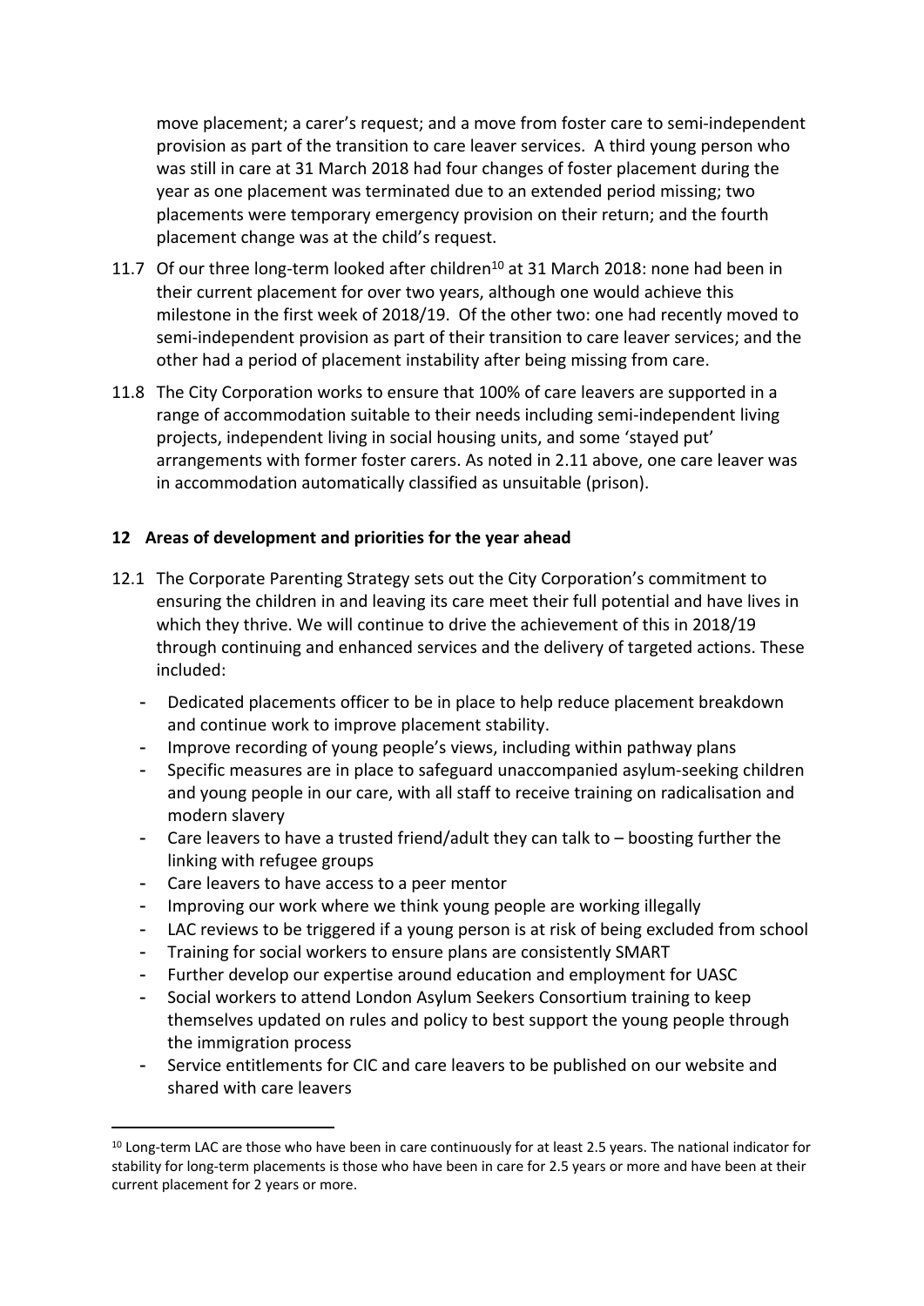move placement; a carer's request; and a move from foster care to semi-independent provision as part of the transition to care leaver services. A third young person who was still in care at 31 March 2018 had four changes of foster placement during the year as one placement was terminated due to an extended period missing; two placements were temporary emergency provision on their return; and the fourth placement change was at the child's request.

11.7 Of our three long-term looked after children[10] at 31 March 2018: none had been in their current placement for over two years, although one would achieve this milestone in the first week of 2018/19. Of the other two: one had recently moved to semi-independent provision as part of their transition to care leaver services; and the other had a period of placement instability after being missing from care.

11.8 The City Corporation works to ensure that 100% of care leavers are supported in a range of accommodation suitable to their needs including semi-independent living projects, independent living in social housing units, and some 'stayed put' arrangements with former foster carers. As noted in 2.11 above, one care leaver was in accommodation automatically classified as unsuitable (prison).

## 12 Areas of development and priorities for the year ahead

12.1 The Corporate Parenting Strategy sets out the City Corporation's commitment to ensuring the children in and leaving its care meet their full potential and have lives in which they thrive. We will continue to drive the achievement of this in 2018/19 through continuing and enhanced services and the delivery of targeted actions. These included:

- Dedicated placements officer to be in place to help reduce placement breakdown and continue work to improve placement stability.
- Improve recording of young people's views, including within pathway plans
- Specific measures are in place to safeguard unaccompanied asylum-seeking children and young people in our care, with all staff to receive training on radicalisation and modern slavery
- Care leavers to have a trusted friend/adult they can talk to – boosting further the linking with refugee groups
- Care leavers to have access to a peer mentor
- Improving our work where we think young people are working illegally
- LAC reviews to be triggered if a young person is at risk of being excluded from school
- Training for social workers to ensure plans are consistently SMART
- Further develop our expertise around education and employment for UASC
- Social workers to attend London Asylum Seekers Consortium training to keep themselves updated on rules and policy to best support the young people through the immigration process
- Service entitlements for CIC and care leavers to be published on our website and shared with care leavers

[10] Long-term LAC are those who have been in care continuously for at least 2.5 years. The national indicator for stability for long-term placements is those who have been in care for 2.5 years or more and have been at their current placement for 2 years or more.